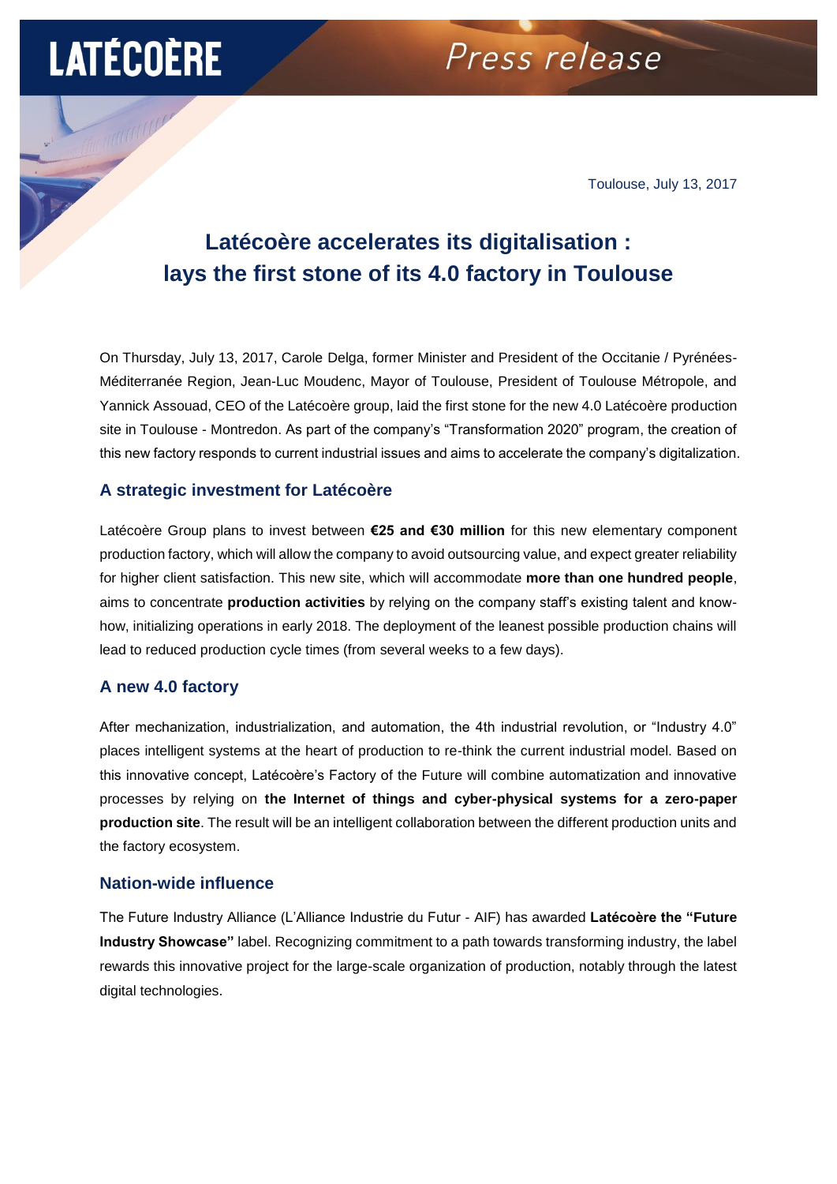LATÉCOÈRE

*Press release*

Toulouse, July 13, 2017

# Latécoère accelerates its digitalisation : lays the first stone of its 4.0 factory in Toulouse

On Thursday, July 13, 2017, Carole Delga, former Minister and President of the Occitanie / Pyrénées-Méditerranée Region, Jean-Luc Moudenc, Mayor of Toulouse, President of Toulouse Métropole, and Yannick Assouad, CEO of the Latécoère group, laid the first stone for the new 4.0 Latécoère production site in Toulouse - Montredon. As part of the company's "Transformation 2020" program, the creation of this new factory responds to current industrial issues and aims to accelerate the company's digitalization.

## A strategic investment for Latécoère

Latécoère Group plans to invest between **€25 and €30 million** for this new elementary component production factory, which will allow the company to avoid outsourcing value, and expect greater reliability for higher client satisfaction. This new site, which will accommodate **more than one hundred people**, aims to concentrate **production activities** by relying on the company staff's existing talent and know-how, initializing operations in early 2018. The deployment of the leanest possible production chains will lead to reduced production cycle times (from several weeks to a few days).

## A new 4.0 factory

After mechanization, industrialization, and automation, the 4th industrial revolution, or "Industry 4.0" places intelligent systems at the heart of production to re-think the current industrial model. Based on this innovative concept, Latécoère's Factory of the Future will combine automatization and innovative processes by relying on **the Internet of things and cyber-physical systems for a zero-paper production site**. The result will be an intelligent collaboration between the different production units and the factory ecosystem.

## Nation-wide influence

The Future Industry Alliance (L'Alliance Industrie du Futur - AIF) has awarded **Latécoère the "Future Industry Showcase"** label. Recognizing commitment to a path towards transforming industry, the label rewards this innovative project for the large-scale organization of production, notably through the latest digital technologies.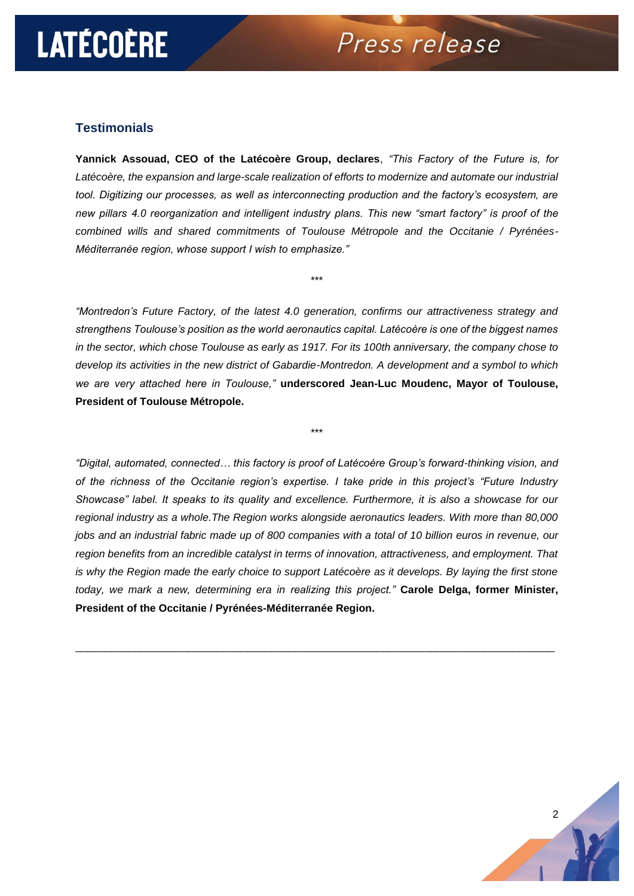## Testimonials

**Yannick Assouad, CEO of the Latécoère Group, declares**, *"This Factory of the Future is, for Latécoère, the expansion and large-scale realization of efforts to modernize and automate our industrial tool. Digitizing our processes, as well as interconnecting production and the factory's ecosystem, are new pillars 4.0 reorganization and intelligent industry plans. This new "smart factory" is proof of the combined wills and shared commitments of Toulouse Métropole and the Occitanie / Pyrénées-Méditerranée region, whose support I wish to emphasize."*

\*\*\*

*"Montredon's Future Factory, of the latest 4.0 generation, confirms our attractiveness strategy and strengthens Toulouse's position as the world aeronautics capital. Latécoère is one of the biggest names in the sector, which chose Toulouse as early as 1917. For its 100th anniversary, the company chose to develop its activities in the new district of Gabardie-Montredon. A development and a symbol to which we are very attached here in Toulouse,"* **underscored Jean-Luc Moudenc, Mayor of Toulouse, President of Toulouse Métropole.**

\*\*\*

*"Digital, automated, connected… this factory is proof of Latécoère Group's forward-thinking vision, and of the richness of the Occitanie region's expertise. I take pride in this project's "Future Industry Showcase" label. It speaks to its quality and excellence. Furthermore, it is also a showcase for our regional industry as a whole.The Region works alongside aeronautics leaders. With more than 80,000 jobs and an industrial fabric made up of 800 companies with a total of 10 billion euros in revenue, our region benefits from an incredible catalyst in terms of innovation, attractiveness, and employment. That is why the Region made the early choice to support Latécoère as it develops. By laying the first stone today, we mark a new, determining era in realizing this project."* **Carole Delga, former Minister, President of the Occitanie / Pyrénées-Méditerranée Region.**

---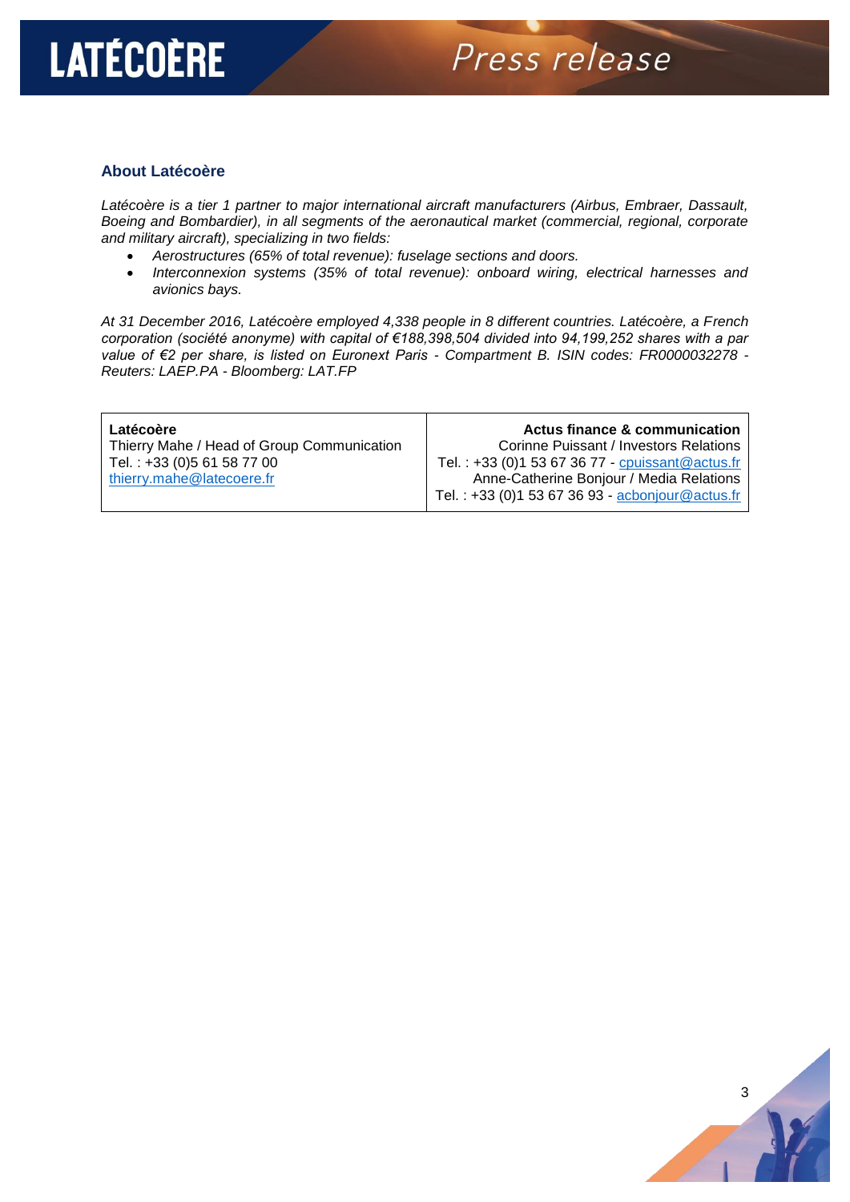## About Latécoère

*Latécoère is a tier 1 partner to major international aircraft manufacturers (Airbus, Embraer, Dassault, Boeing and Bombardier), in all segments of the aeronautical market (commercial, regional, corporate and military aircraft), specializing in two fields:*

- *Aerostructures (65% of total revenue): fuselage sections and doors.*
- *Interconnexion systems (35% of total revenue): onboard wiring, electrical harnesses and avionics bays.*

*At 31 December 2016, Latécoère employed 4,338 people in 8 different countries. Latécoère, a French corporation (société anonyme) with capital of €188,398,504 divided into 94,199,252 shares with a par value of €2 per share, is listed on Euronext Paris - Compartment B. ISIN codes: FR0000032278 - Reuters: LAEP.PA - Bloomberg: LAT.FP*

| | |
|---|---|
| **Latécoère**<br>Thierry Mahe / Head of Group Communication<br>Tel. : +33 (0)5 61 58 77 00<br>thierry.mahe@latecoere.fr | **Actus finance & communication**<br>Corinne Puissant / Investors Relations<br>Tel. : +33 (0)1 53 67 36 77 - cpuissant@actus.fr<br>Anne-Catherine Bonjour / Media Relations<br>Tel. : +33 (0)1 53 67 36 93 - acbonjour@actus.fr |